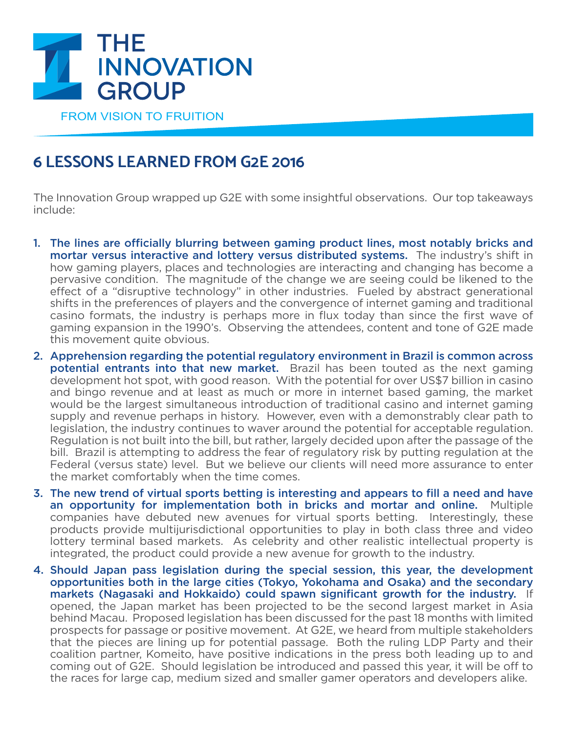# THE INNOVATION GROUP

FROM VISION TO FRUITION

## 6 LESSONS LEARNED FROM G2E 2016

The Innovation Group wrapped up G2E with some insightful observations. Our top takeaways include:

1. **The lines are officially blurring between gaming product lines, most notably bricks and mortar versus interactive and lottery versus distributed systems.** The industry's shift in how gaming players, places and technologies are interacting and changing has become a pervasive condition. The magnitude of the change we are seeing could be likened to the effect of a "disruptive technology" in other industries. Fueled by abstract generational shifts in the preferences of players and the convergence of internet gaming and traditional casino formats, the industry is perhaps more in flux today than since the first wave of gaming expansion in the 1990's. Observing the attendees, content and tone of G2E made this movement quite obvious.
2. **Apprehension regarding the potential regulatory environment in Brazil is common across potential entrants into that new market.** Brazil has been touted as the next gaming development hot spot, with good reason. With the potential for over US$7 billion in casino and bingo revenue and at least as much or more in internet based gaming, the market would be the largest simultaneous introduction of traditional casino and internet gaming supply and revenue perhaps in history. However, even with a demonstrably clear path to legislation, the industry continues to waver around the potential for acceptable regulation. Regulation is not built into the bill, but rather, largely decided upon after the passage of the bill. Brazil is attempting to address the fear of regulatory risk by putting regulation at the Federal (versus state) level. But we believe our clients will need more assurance to enter the market comfortably when the time comes.
3. **The new trend of virtual sports betting is interesting and appears to fill a need and have an opportunity for implementation both in bricks and mortar and online.** Multiple companies have debuted new avenues for virtual sports betting. Interestingly, these products provide multijurisdictional opportunities to play in both class three and video lottery terminal based markets. As celebrity and other realistic intellectual property is integrated, the product could provide a new avenue for growth to the industry.
4. **Should Japan pass legislation during the special session, this year, the development opportunities both in the large cities (Tokyo, Yokohama and Osaka) and the secondary markets (Nagasaki and Hokkaido) could spawn significant growth for the industry.** If opened, the Japan market has been projected to be the second largest market in Asia behind Macau. Proposed legislation has been discussed for the past 18 months with limited prospects for passage or positive movement. At G2E, we heard from multiple stakeholders that the pieces are lining up for potential passage. Both the ruling LDP Party and their coalition partner, Komeito, have positive indications in the press both leading up to and coming out of G2E. Should legislation be introduced and passed this year, it will be off to the races for large cap, medium sized and smaller gamer operators and developers alike.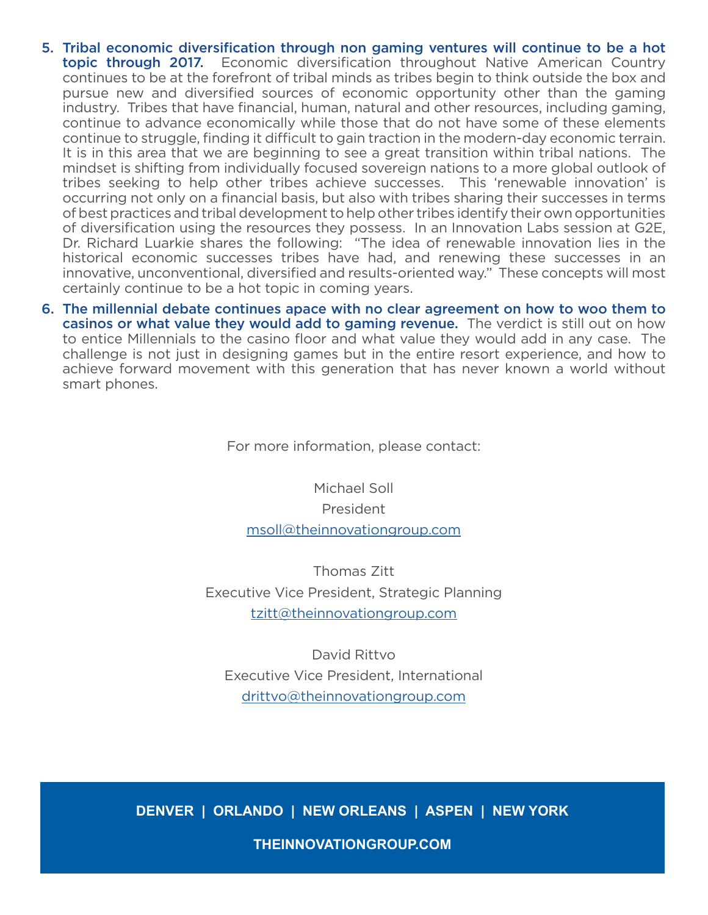5. **Tribal economic diversification through non gaming ventures will continue to be a hot topic through 2017.** Economic diversification throughout Native American Country continues to be at the forefront of tribal minds as tribes begin to think outside the box and pursue new and diversified sources of economic opportunity other than the gaming industry. Tribes that have financial, human, natural and other resources, including gaming, continue to advance economically while those that do not have some of these elements continue to struggle, finding it difficult to gain traction in the modern-day economic terrain. It is in this area that we are beginning to see a great transition within tribal nations. The mindset is shifting from individually focused sovereign nations to a more global outlook of tribes seeking to help other tribes achieve successes. This 'renewable innovation' is occurring not only on a financial basis, but also with tribes sharing their successes in terms of best practices and tribal development to help other tribes identify their own opportunities of diversification using the resources they possess. In an Innovation Labs session at G2E, Dr. Richard Luarkie shares the following: "The idea of renewable innovation lies in the historical economic successes tribes have had, and renewing these successes in an innovative, unconventional, diversified and results-oriented way." These concepts will most certainly continue to be a hot topic in coming years.

6. **The millennial debate continues apace with no clear agreement on how to woo them to casinos or what value they would add to gaming revenue.** The verdict is still out on how to entice Millennials to the casino floor and what value they would add in any case. The challenge is not just in designing games but in the entire resort experience, and how to achieve forward movement with this generation that has never known a world without smart phones.

For more information, please contact:

Michael Soll
President
msoll@theinnovationgroup.com

Thomas Zitt
Executive Vice President, Strategic Planning
tzitt@theinnovationgroup.com

David Rittvo
Executive Vice President, International
drittvo@theinnovationgroup.com

**DENVER | ORLANDO | NEW ORLEANS | ASPEN | NEW YORK**

**THEINNOVATIONGROUP.COM**